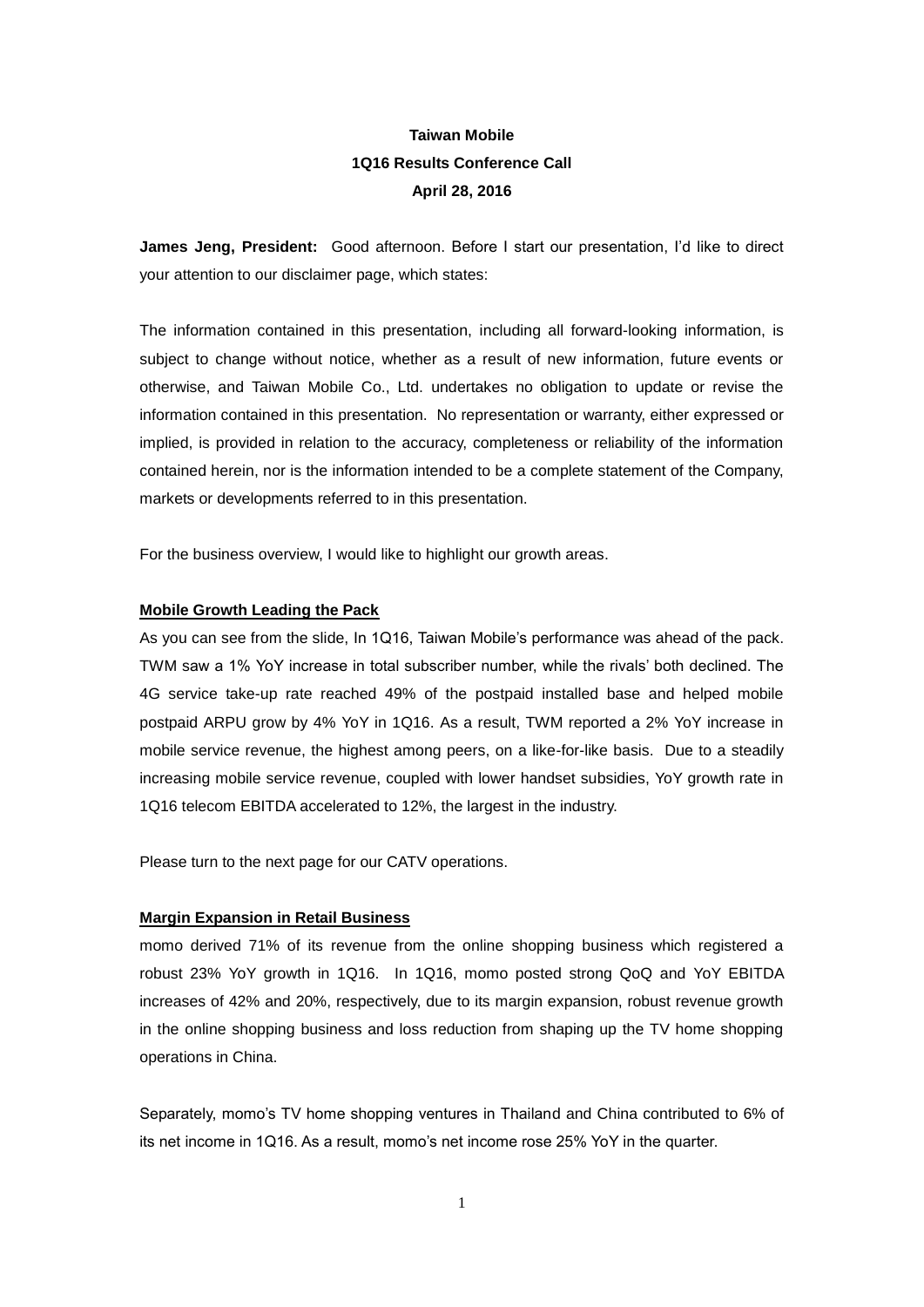**Taiwan Mobile**

**1Q16 Results Conference Call**

**April 28, 2016**

**James Jeng, President:** Good afternoon. Before I start our presentation, I'd like to direct your attention to our disclaimer page, which states:

The information contained in this presentation, including all forward-looking information, is subject to change without notice, whether as a result of new information, future events or otherwise, and Taiwan Mobile Co., Ltd. undertakes no obligation to update or revise the information contained in this presentation. No representation or warranty, either expressed or implied, is provided in relation to the accuracy, completeness or reliability of the information contained herein, nor is the information intended to be a complete statement of the Company, markets or developments referred to in this presentation.

For the business overview, I would like to highlight our growth areas.

**Mobile Growth Leading the Pack**

As you can see from the slide, In 1Q16, Taiwan Mobile's performance was ahead of the pack. TWM saw a 1% YoY increase in total subscriber number, while the rivals' both declined. The 4G service take-up rate reached 49% of the postpaid installed base and helped mobile postpaid ARPU grow by 4% YoY in 1Q16. As a result, TWM reported a 2% YoY increase in mobile service revenue, the highest among peers, on a like-for-like basis. Due to a steadily increasing mobile service revenue, coupled with lower handset subsidies, YoY growth rate in 1Q16 telecom EBITDA accelerated to 12%, the largest in the industry.

Please turn to the next page for our CATV operations.

**Margin Expansion in Retail Business**

momo derived 71% of its revenue from the online shopping business which registered a robust 23% YoY growth in 1Q16. In 1Q16, momo posted strong QoQ and YoY EBITDA increases of 42% and 20%, respectively, due to its margin expansion, robust revenue growth in the online shopping business and loss reduction from shaping up the TV home shopping operations in China.

Separately, momo's TV home shopping ventures in Thailand and China contributed to 6% of its net income in 1Q16. As a result, momo's net income rose 25% YoY in the quarter.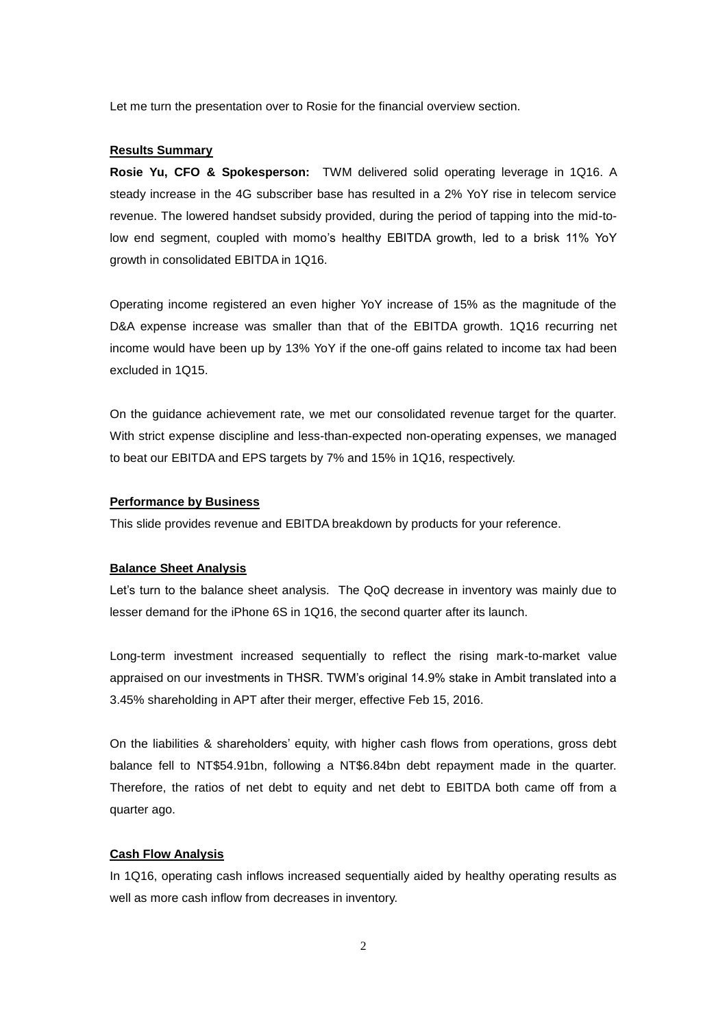Let me turn the presentation over to Rosie for the financial overview section.

## Results Summary

**Rosie Yu, CFO & Spokesperson:** TWM delivered solid operating leverage in 1Q16. A steady increase in the 4G subscriber base has resulted in a 2% YoY rise in telecom service revenue. The lowered handset subsidy provided, during the period of tapping into the mid-to-low end segment, coupled with momo's healthy EBITDA growth, led to a brisk 11% YoY growth in consolidated EBITDA in 1Q16.

Operating income registered an even higher YoY increase of 15% as the magnitude of the D&A expense increase was smaller than that of the EBITDA growth. 1Q16 recurring net income would have been up by 13% YoY if the one-off gains related to income tax had been excluded in 1Q15.

On the guidance achievement rate, we met our consolidated revenue target for the quarter. With strict expense discipline and less-than-expected non-operating expenses, we managed to beat our EBITDA and EPS targets by 7% and 15% in 1Q16, respectively.

## Performance by Business

This slide provides revenue and EBITDA breakdown by products for your reference.

## Balance Sheet Analysis

Let's turn to the balance sheet analysis. The QoQ decrease in inventory was mainly due to lesser demand for the iPhone 6S in 1Q16, the second quarter after its launch.

Long-term investment increased sequentially to reflect the rising mark-to-market value appraised on our investments in THSR. TWM's original 14.9% stake in Ambit translated into a 3.45% shareholding in APT after their merger, effective Feb 15, 2016.

On the liabilities & shareholders' equity, with higher cash flows from operations, gross debt balance fell to NT$54.91bn, following a NT$6.84bn debt repayment made in the quarter. Therefore, the ratios of net debt to equity and net debt to EBITDA both came off from a quarter ago.

## Cash Flow Analysis

In 1Q16, operating cash inflows increased sequentially aided by healthy operating results as well as more cash inflow from decreases in inventory.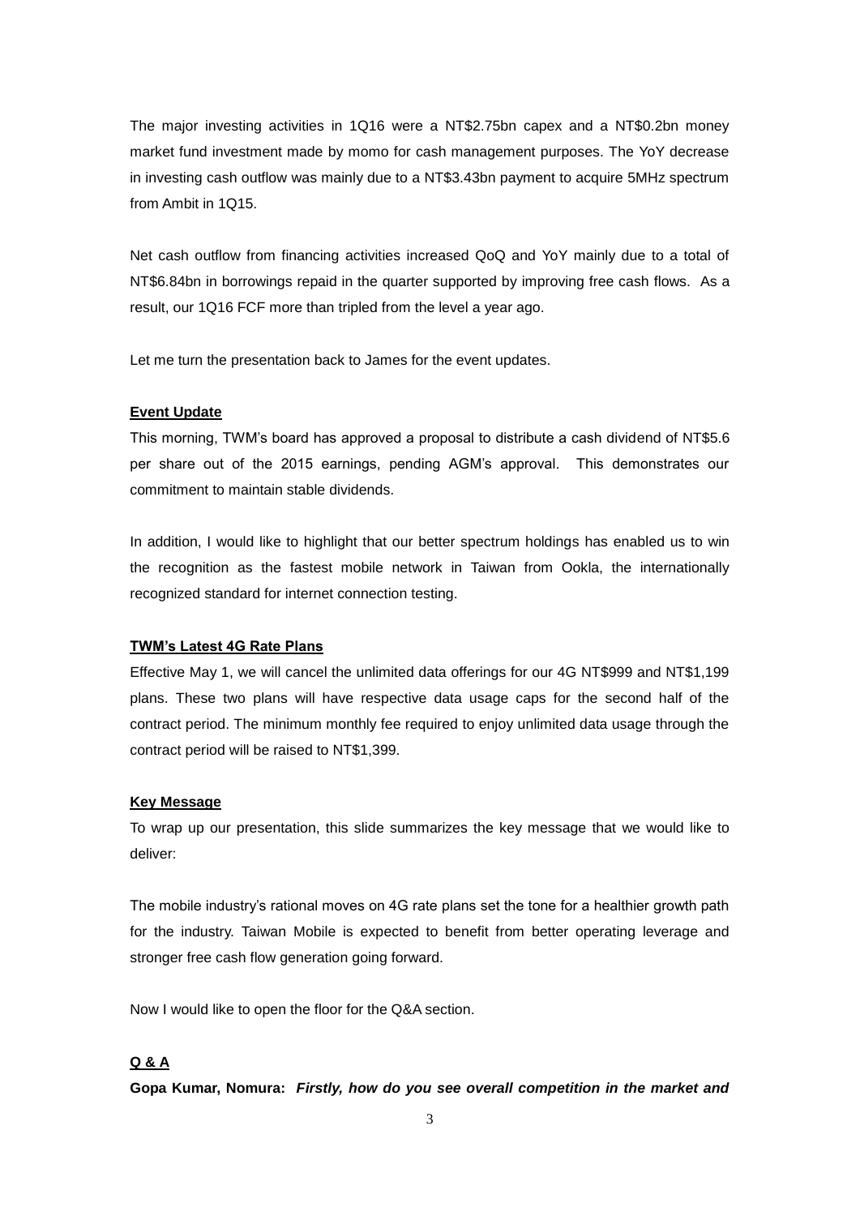The major investing activities in 1Q16 were a NT$2.75bn capex and a NT$0.2bn money market fund investment made by momo for cash management purposes. The YoY decrease in investing cash outflow was mainly due to a NT$3.43bn payment to acquire 5MHz spectrum from Ambit in 1Q15.

Net cash outflow from financing activities increased QoQ and YoY mainly due to a total of NT$6.84bn in borrowings repaid in the quarter supported by improving free cash flows. As a result, our 1Q16 FCF more than tripled from the level a year ago.

Let me turn the presentation back to James for the event updates.

**Event Update**

This morning, TWM's board has approved a proposal to distribute a cash dividend of NT$5.6 per share out of the 2015 earnings, pending AGM's approval. This demonstrates our commitment to maintain stable dividends.

In addition, I would like to highlight that our better spectrum holdings has enabled us to win the recognition as the fastest mobile network in Taiwan from Ookla, the internationally recognized standard for internet connection testing.

**TWM's Latest 4G Rate Plans**

Effective May 1, we will cancel the unlimited data offerings for our 4G NT$999 and NT$1,199 plans. These two plans will have respective data usage caps for the second half of the contract period. The minimum monthly fee required to enjoy unlimited data usage through the contract period will be raised to NT$1,399.

**Key Message**

To wrap up our presentation, this slide summarizes the key message that we would like to deliver:

The mobile industry's rational moves on 4G rate plans set the tone for a healthier growth path for the industry. Taiwan Mobile is expected to benefit from better operating leverage and stronger free cash flow generation going forward.

Now I would like to open the floor for the Q&A section.

**Q & A**

**Gopa Kumar, Nomura:** ***Firstly, how do you see overall competition in the market and***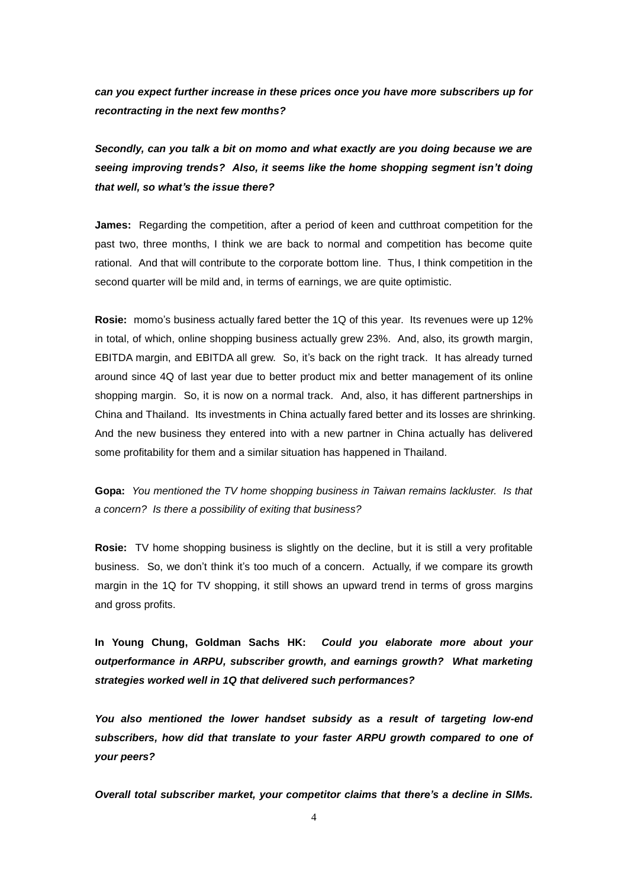***can you expect further increase in these prices once you have more subscribers up for recontracting in the next few months?***

***Secondly, can you talk a bit on momo and what exactly are you doing because we are seeing improving trends? Also, it seems like the home shopping segment isn't doing that well, so what's the issue there?***

**James:** Regarding the competition, after a period of keen and cutthroat competition for the past two, three months, I think we are back to normal and competition has become quite rational. And that will contribute to the corporate bottom line. Thus, I think competition in the second quarter will be mild and, in terms of earnings, we are quite optimistic.

**Rosie:** momo's business actually fared better the 1Q of this year. Its revenues were up 12% in total, of which, online shopping business actually grew 23%. And, also, its growth margin, EBITDA margin, and EBITDA all grew. So, it's back on the right track. It has already turned around since 4Q of last year due to better product mix and better management of its online shopping margin. So, it is now on a normal track. And, also, it has different partnerships in China and Thailand. Its investments in China actually fared better and its losses are shrinking. And the new business they entered into with a new partner in China actually has delivered some profitability for them and a similar situation has happened in Thailand.

**Gopa:** *You mentioned the TV home shopping business in Taiwan remains lackluster. Is that a concern? Is there a possibility of exiting that business?*

**Rosie:** TV home shopping business is slightly on the decline, but it is still a very profitable business. So, we don't think it's too much of a concern. Actually, if we compare its growth margin in the 1Q for TV shopping, it still shows an upward trend in terms of gross margins and gross profits.

**In Young Chung, Goldman Sachs HK:** ***Could you elaborate more about your outperformance in ARPU, subscriber growth, and earnings growth? What marketing strategies worked well in 1Q that delivered such performances?***

***You also mentioned the lower handset subsidy as a result of targeting low-end subscribers, how did that translate to your faster ARPU growth compared to one of your peers?***

***Overall total subscriber market, your competitor claims that there's a decline in SIMs.***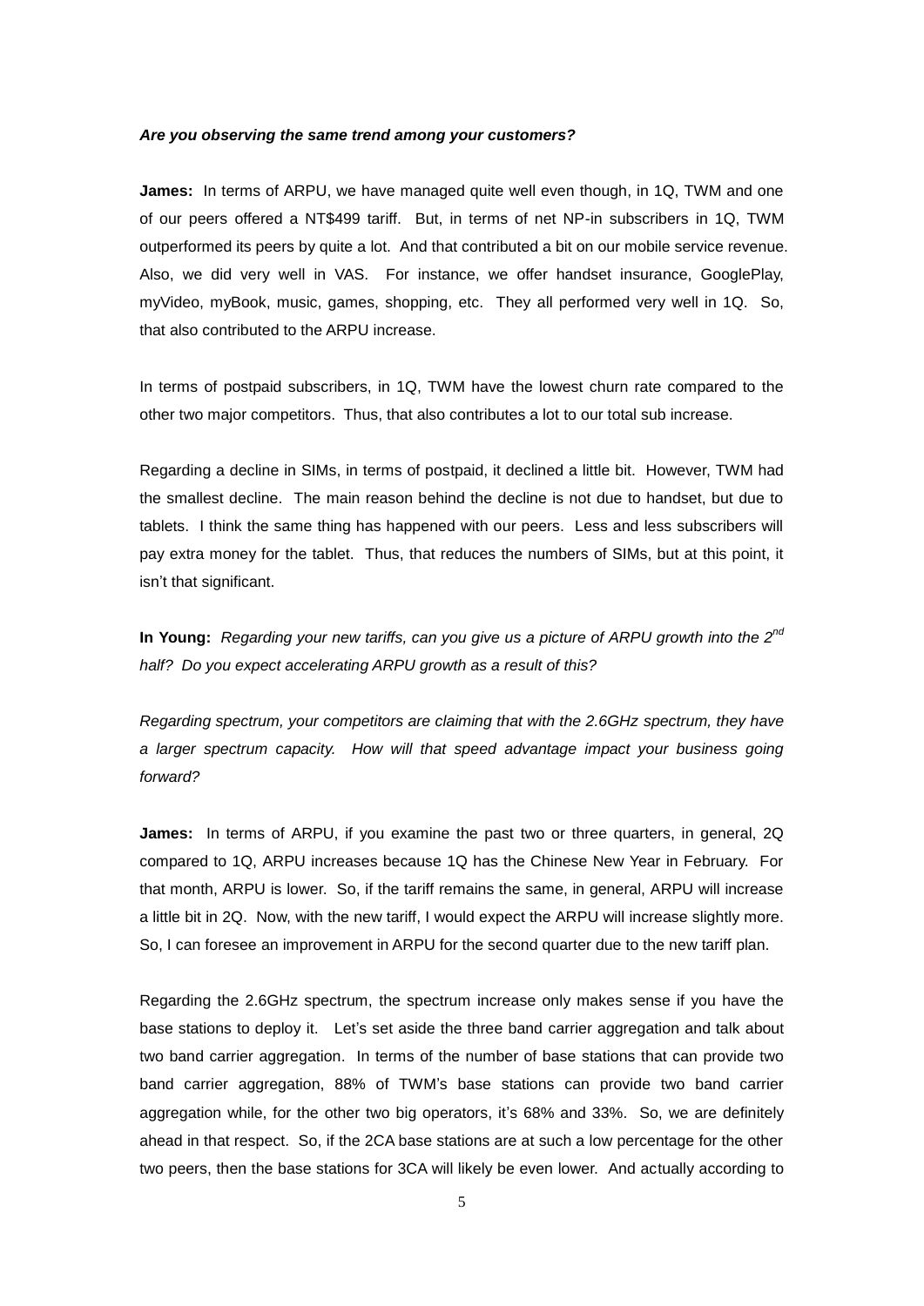***Are you observing the same trend among your customers?***

**James:** In terms of ARPU, we have managed quite well even though, in 1Q, TWM and one of our peers offered a NT$499 tariff. But, in terms of net NP-in subscribers in 1Q, TWM outperformed its peers by quite a lot. And that contributed a bit on our mobile service revenue. Also, we did very well in VAS. For instance, we offer handset insurance, GooglePlay, myVideo, myBook, music, games, shopping, etc. They all performed very well in 1Q. So, that also contributed to the ARPU increase.

In terms of postpaid subscribers, in 1Q, TWM have the lowest churn rate compared to the other two major competitors. Thus, that also contributes a lot to our total sub increase.

Regarding a decline in SIMs, in terms of postpaid, it declined a little bit. However, TWM had the smallest decline. The main reason behind the decline is not due to handset, but due to tablets. I think the same thing has happened with our peers. Less and less subscribers will pay extra money for the tablet. Thus, that reduces the numbers of SIMs, but at this point, it isn't that significant.

**In Young:** *Regarding your new tariffs, can you give us a picture of ARPU growth into the 2nd half? Do you expect accelerating ARPU growth as a result of this?*

*Regarding spectrum, your competitors are claiming that with the 2.6GHz spectrum, they have a larger spectrum capacity. How will that speed advantage impact your business going forward?*

**James:** In terms of ARPU, if you examine the past two or three quarters, in general, 2Q compared to 1Q, ARPU increases because 1Q has the Chinese New Year in February. For that month, ARPU is lower. So, if the tariff remains the same, in general, ARPU will increase a little bit in 2Q. Now, with the new tariff, I would expect the ARPU will increase slightly more. So, I can foresee an improvement in ARPU for the second quarter due to the new tariff plan.

Regarding the 2.6GHz spectrum, the spectrum increase only makes sense if you have the base stations to deploy it. Let's set aside the three band carrier aggregation and talk about two band carrier aggregation. In terms of the number of base stations that can provide two band carrier aggregation, 88% of TWM's base stations can provide two band carrier aggregation while, for the other two big operators, it's 68% and 33%. So, we are definitely ahead in that respect. So, if the 2CA base stations are at such a low percentage for the other two peers, then the base stations for 3CA will likely be even lower. And actually according to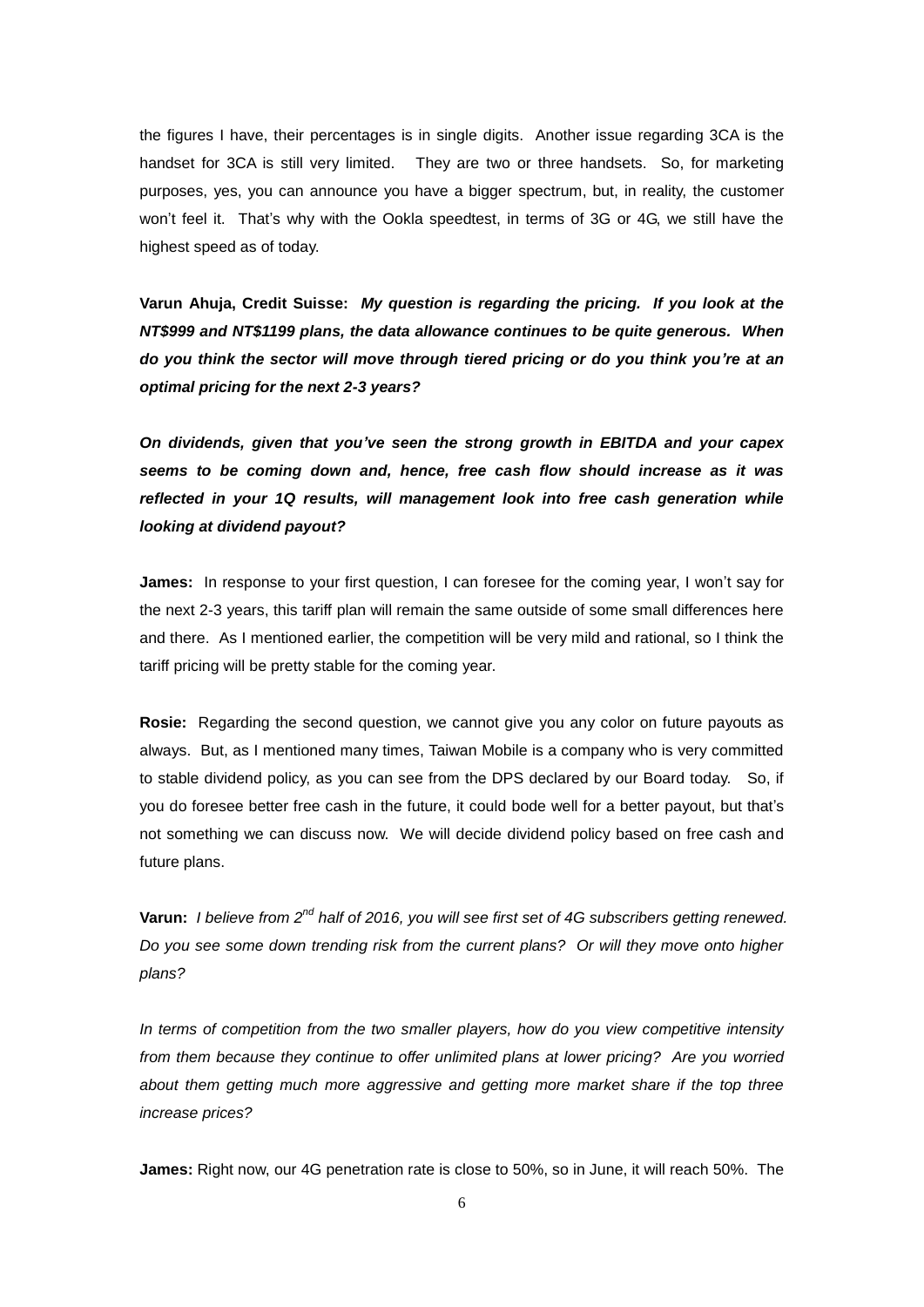the figures I have, their percentages is in single digits. Another issue regarding 3CA is the handset for 3CA is still very limited. They are two or three handsets. So, for marketing purposes, yes, you can announce you have a bigger spectrum, but, in reality, the customer won't feel it. That's why with the Ookla speedtest, in terms of 3G or 4G, we still have the highest speed as of today.

**Varun Ahuja, Credit Suisse:** ***My question is regarding the pricing. If you look at the NT$999 and NT$1199 plans, the data allowance continues to be quite generous. When do you think the sector will move through tiered pricing or do you think you're at an optimal pricing for the next 2-3 years?***

***On dividends, given that you've seen the strong growth in EBITDA and your capex seems to be coming down and, hence, free cash flow should increase as it was reflected in your 1Q results, will management look into free cash generation while looking at dividend payout?***

**James:** In response to your first question, I can foresee for the coming year, I won't say for the next 2-3 years, this tariff plan will remain the same outside of some small differences here and there. As I mentioned earlier, the competition will be very mild and rational, so I think the tariff pricing will be pretty stable for the coming year.

**Rosie:** Regarding the second question, we cannot give you any color on future payouts as always. But, as I mentioned many times, Taiwan Mobile is a company who is very committed to stable dividend policy, as you can see from the DPS declared by our Board today. So, if you do foresee better free cash in the future, it could bode well for a better payout, but that's not something we can discuss now. We will decide dividend policy based on free cash and future plans.

**Varun:** *I believe from 2nd half of 2016, you will see first set of 4G subscribers getting renewed. Do you see some down trending risk from the current plans? Or will they move onto higher plans?*

*In terms of competition from the two smaller players, how do you view competitive intensity from them because they continue to offer unlimited plans at lower pricing? Are you worried about them getting much more aggressive and getting more market share if the top three increase prices?*

**James:** Right now, our 4G penetration rate is close to 50%, so in June, it will reach 50%. The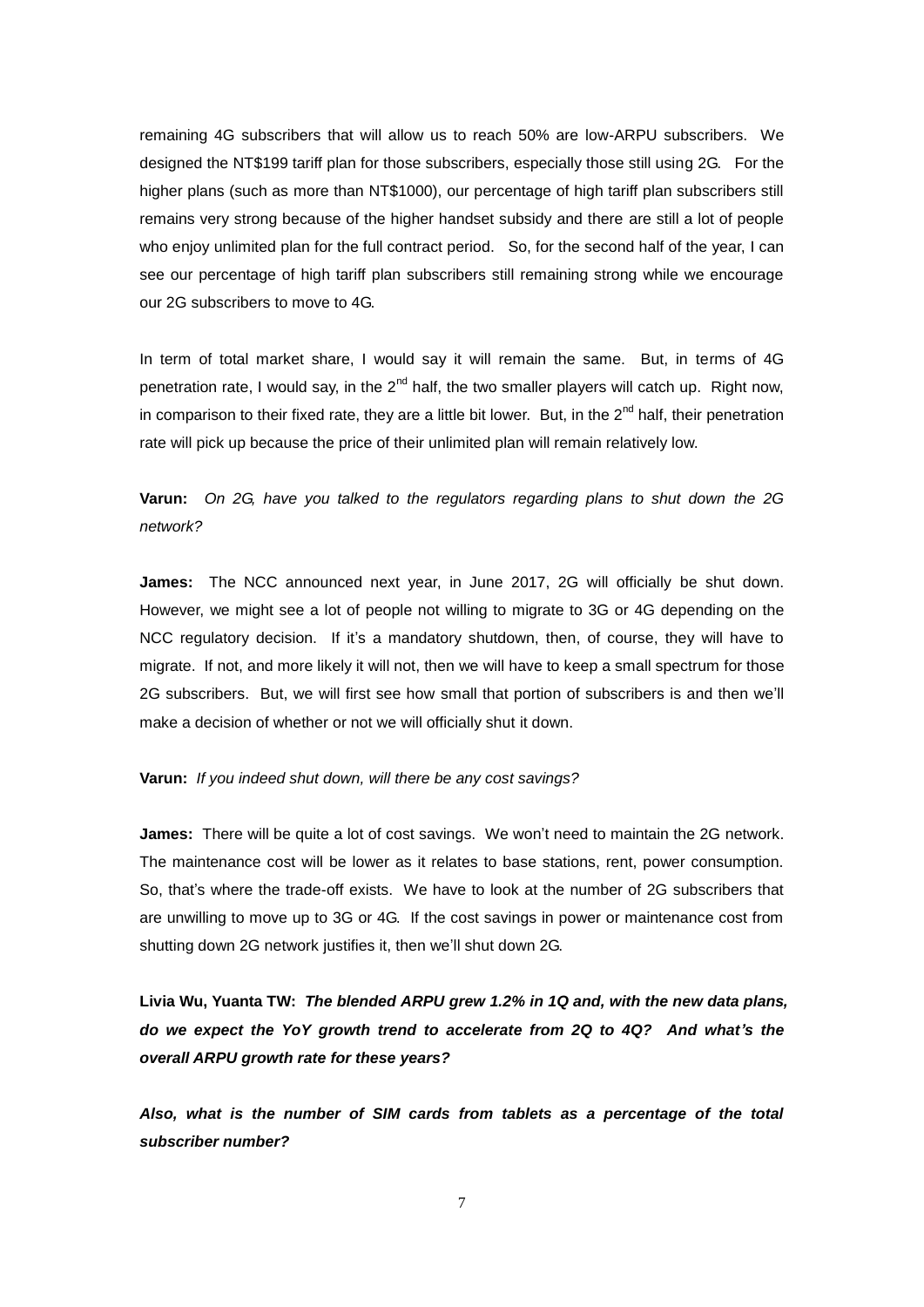remaining 4G subscribers that will allow us to reach 50% are low-ARPU subscribers. We designed the NT$199 tariff plan for those subscribers, especially those still using 2G. For the higher plans (such as more than NT$1000), our percentage of high tariff plan subscribers still remains very strong because of the higher handset subsidy and there are still a lot of people who enjoy unlimited plan for the full contract period. So, for the second half of the year, I can see our percentage of high tariff plan subscribers still remaining strong while we encourage our 2G subscribers to move to 4G.

In term of total market share, I would say it will remain the same. But, in terms of 4G penetration rate, I would say, in the 2nd half, the two smaller players will catch up. Right now, in comparison to their fixed rate, they are a little bit lower. But, in the 2nd half, their penetration rate will pick up because the price of their unlimited plan will remain relatively low.

**Varun:** *On 2G, have you talked to the regulators regarding plans to shut down the 2G network?*

**James:** The NCC announced next year, in June 2017, 2G will officially be shut down. However, we might see a lot of people not willing to migrate to 3G or 4G depending on the NCC regulatory decision. If it's a mandatory shutdown, then, of course, they will have to migrate. If not, and more likely it will not, then we will have to keep a small spectrum for those 2G subscribers. But, we will first see how small that portion of subscribers is and then we'll make a decision of whether or not we will officially shut it down.

**Varun:** *If you indeed shut down, will there be any cost savings?*

**James:** There will be quite a lot of cost savings. We won't need to maintain the 2G network. The maintenance cost will be lower as it relates to base stations, rent, power consumption. So, that's where the trade-off exists. We have to look at the number of 2G subscribers that are unwilling to move up to 3G or 4G. If the cost savings in power or maintenance cost from shutting down 2G network justifies it, then we'll shut down 2G.

**Livia Wu, Yuanta TW:** ***The blended ARPU grew 1.2% in 1Q and, with the new data plans, do we expect the YoY growth trend to accelerate from 2Q to 4Q? And what's the overall ARPU growth rate for these years?***

***Also, what is the number of SIM cards from tablets as a percentage of the total subscriber number?***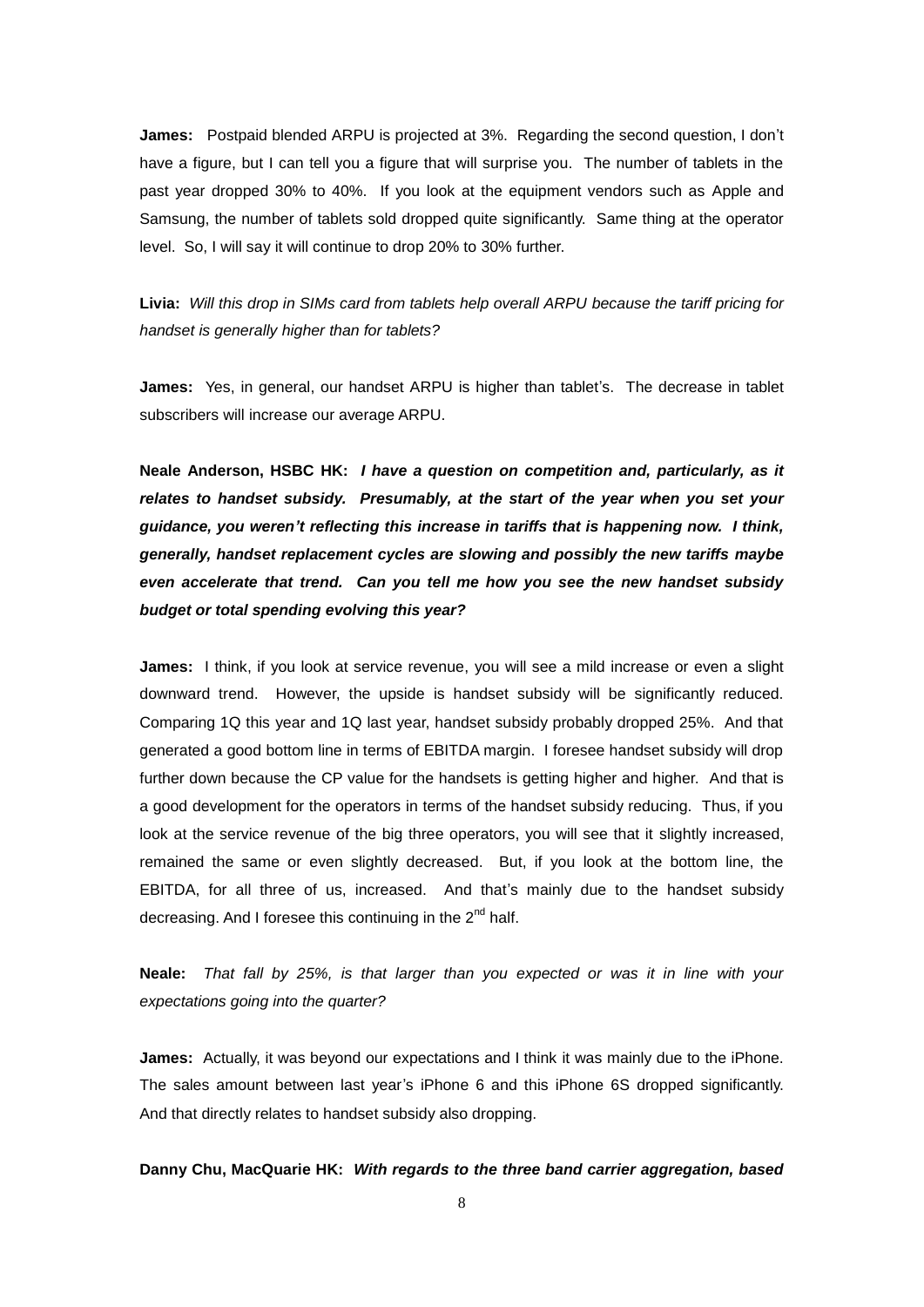**James:** Postpaid blended ARPU is projected at 3%. Regarding the second question, I don't have a figure, but I can tell you a figure that will surprise you. The number of tablets in the past year dropped 30% to 40%. If you look at the equipment vendors such as Apple and Samsung, the number of tablets sold dropped quite significantly. Same thing at the operator level. So, I will say it will continue to drop 20% to 30% further.

**Livia:** *Will this drop in SIMs card from tablets help overall ARPU because the tariff pricing for handset is generally higher than for tablets?*

**James:** Yes, in general, our handset ARPU is higher than tablet's. The decrease in tablet subscribers will increase our average ARPU.

**Neale Anderson, HSBC HK:** ***I have a question on competition and, particularly, as it relates to handset subsidy. Presumably, at the start of the year when you set your guidance, you weren't reflecting this increase in tariffs that is happening now. I think, generally, handset replacement cycles are slowing and possibly the new tariffs maybe even accelerate that trend. Can you tell me how you see the new handset subsidy budget or total spending evolving this year?***

**James:** I think, if you look at service revenue, you will see a mild increase or even a slight downward trend. However, the upside is handset subsidy will be significantly reduced. Comparing 1Q this year and 1Q last year, handset subsidy probably dropped 25%. And that generated a good bottom line in terms of EBITDA margin. I foresee handset subsidy will drop further down because the CP value for the handsets is getting higher and higher. And that is a good development for the operators in terms of the handset subsidy reducing. Thus, if you look at the service revenue of the big three operators, you will see that it slightly increased, remained the same or even slightly decreased. But, if you look at the bottom line, the EBITDA, for all three of us, increased. And that's mainly due to the handset subsidy decreasing. And I foresee this continuing in the 2nd half.

**Neale:** *That fall by 25%, is that larger than you expected or was it in line with your expectations going into the quarter?*

**James:** Actually, it was beyond our expectations and I think it was mainly due to the iPhone. The sales amount between last year's iPhone 6 and this iPhone 6S dropped significantly. And that directly relates to handset subsidy also dropping.

**Danny Chu, MacQuarie HK:** ***With regards to the three band carrier aggregation, based***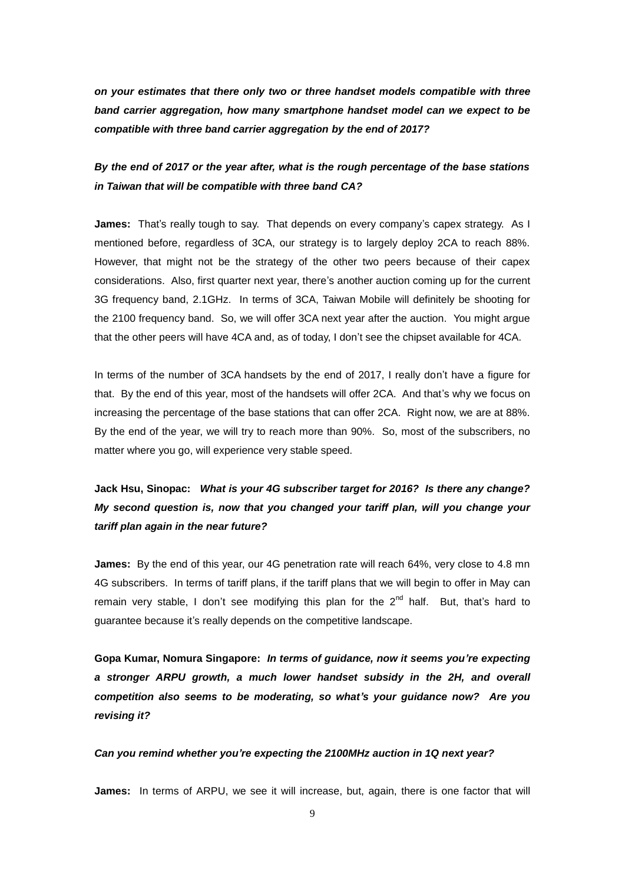***on your estimates that there only two or three handset models compatible with three band carrier aggregation, how many smartphone handset model can we expect to be compatible with three band carrier aggregation by the end of 2017?***

***By the end of 2017 or the year after, what is the rough percentage of the base stations in Taiwan that will be compatible with three band CA?***

**James:** That's really tough to say. That depends on every company's capex strategy. As I mentioned before, regardless of 3CA, our strategy is to largely deploy 2CA to reach 88%. However, that might not be the strategy of the other two peers because of their capex considerations. Also, first quarter next year, there's another auction coming up for the current 3G frequency band, 2.1GHz. In terms of 3CA, Taiwan Mobile will definitely be shooting for the 2100 frequency band. So, we will offer 3CA next year after the auction. You might argue that the other peers will have 4CA and, as of today, I don't see the chipset available for 4CA.

In terms of the number of 3CA handsets by the end of 2017, I really don't have a figure for that. By the end of this year, most of the handsets will offer 2CA. And that's why we focus on increasing the percentage of the base stations that can offer 2CA. Right now, we are at 88%. By the end of the year, we will try to reach more than 90%. So, most of the subscribers, no matter where you go, will experience very stable speed.

**Jack Hsu, Sinopac:** ***What is your 4G subscriber target for 2016? Is there any change? My second question is, now that you changed your tariff plan, will you change your tariff plan again in the near future?***

**James:** By the end of this year, our 4G penetration rate will reach 64%, very close to 4.8 mn 4G subscribers. In terms of tariff plans, if the tariff plans that we will begin to offer in May can remain very stable, I don't see modifying this plan for the 2nd half. But, that's hard to guarantee because it's really depends on the competitive landscape.

**Gopa Kumar, Nomura Singapore:** ***In terms of guidance, now it seems you're expecting a stronger ARPU growth, a much lower handset subsidy in the 2H, and overall competition also seems to be moderating, so what's your guidance now? Are you revising it?***

***Can you remind whether you're expecting the 2100MHz auction in 1Q next year?***

**James:** In terms of ARPU, we see it will increase, but, again, there is one factor that will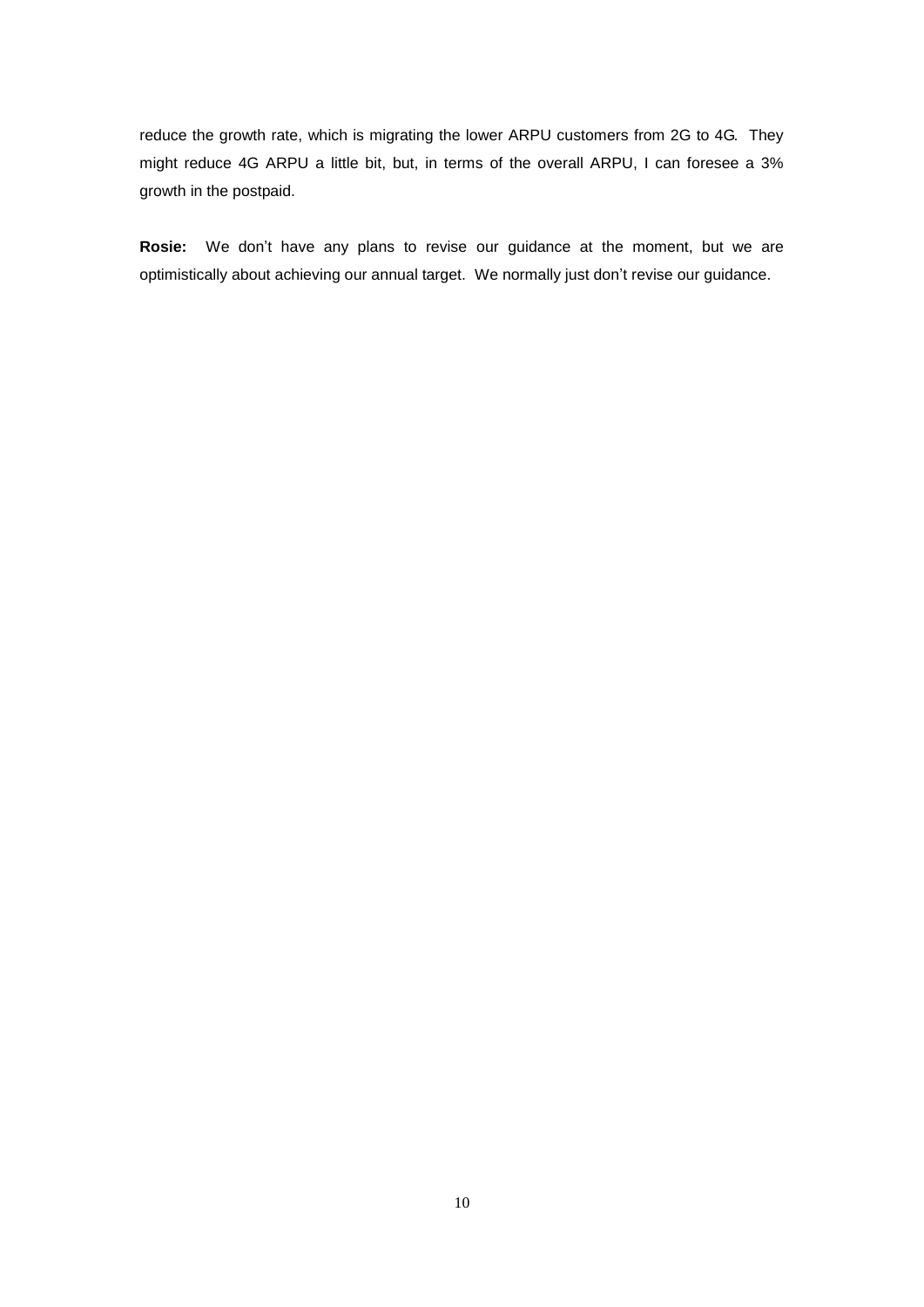reduce the growth rate, which is migrating the lower ARPU customers from 2G to 4G. They might reduce 4G ARPU a little bit, but, in terms of the overall ARPU, I can foresee a 3% growth in the postpaid.

**Rosie:** We don't have any plans to revise our guidance at the moment, but we are optimistically about achieving our annual target. We normally just don't revise our guidance.